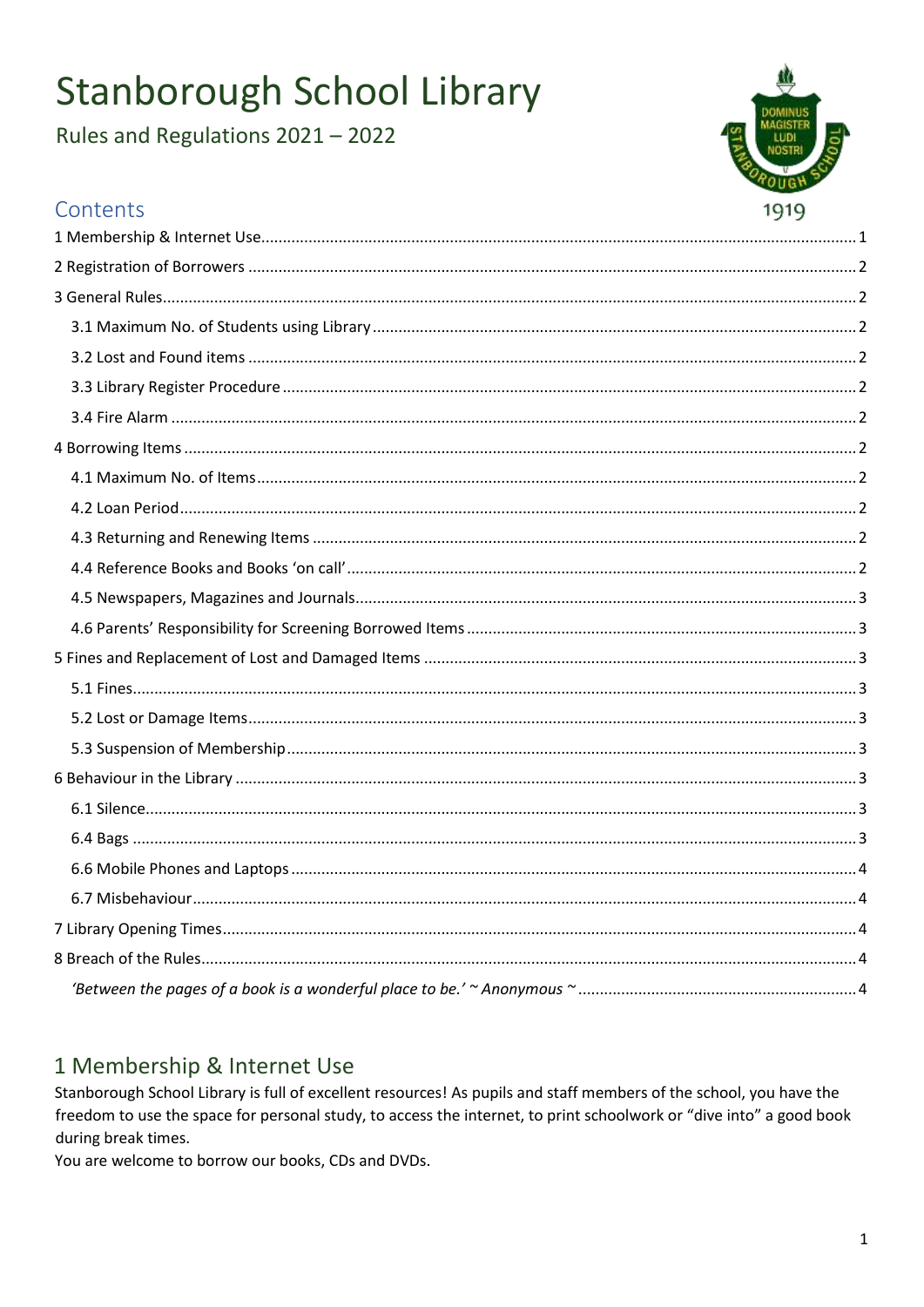# Stanborough School Library

Rules and Regulations 2021 – 2022

## Contents

1 Membership & Internet Use....................1
2 Registration of Borrowers....................2
3 General Rules....................2
   3.1 Maximum No. of Students using Library....................2
   3.2 Lost and Found items....................2
   3.3 Library Register Procedure....................2
   3.4 Fire Alarm....................2
4 Borrowing Items....................2
   4.1 Maximum No. of Items....................2
   4.2 Loan Period....................2
   4.3 Returning and Renewing Items....................2
   4.4 Reference Books and Books 'on call'....................2
   4.5 Newspapers, Magazines and Journals....................3
   4.6 Parents' Responsibility for Screening Borrowed Items....................3
5 Fines and Replacement of Lost and Damaged Items....................3
   5.1 Fines....................3
   5.2 Lost or Damage Items....................3
   5.3 Suspension of Membership....................3
6 Behaviour in the Library....................3
   6.1 Silence....................3
   6.4 Bags....................3
   6.6 Mobile Phones and Laptops....................4
   6.7 Misbehaviour....................4
7 Library Opening Times....................4
8 Breach of the Rules....................4
   *'Between the pages of a book is a wonderful place to be.' ~ Anonymous ~*....................4

## 1 Membership & Internet Use

Stanborough School Library is full of excellent resources! As pupils and staff members of the school, you have the freedom to use the space for personal study, to access the internet, to print schoolwork or "dive into" a good book during break times.

You are welcome to borrow our books, CDs and DVDs.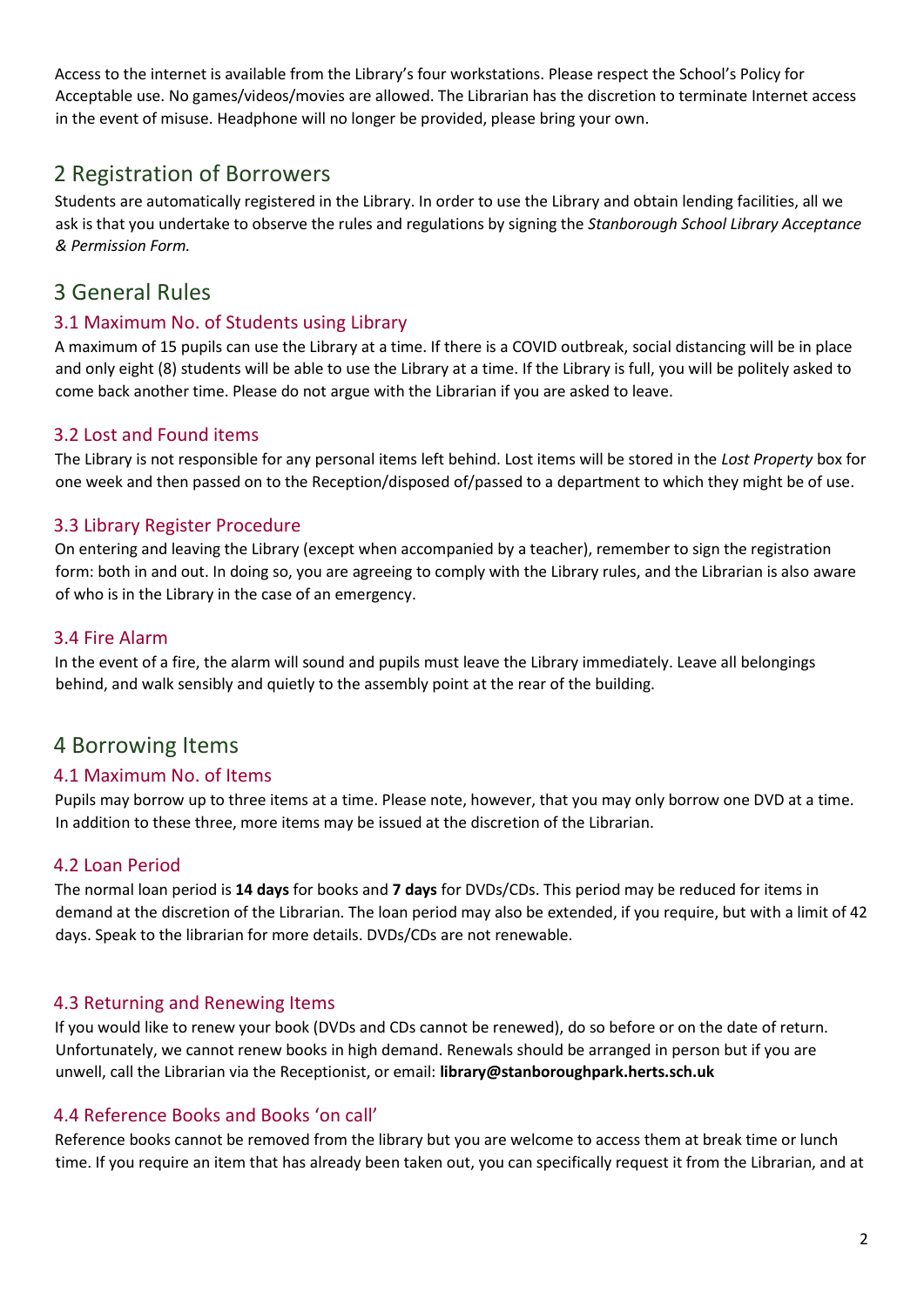Access to the internet is available from the Library's four workstations. Please respect the School's Policy for Acceptable use. No games/videos/movies are allowed. The Librarian has the discretion to terminate Internet access in the event of misuse. Headphone will no longer be provided, please bring your own.

## 2 Registration of Borrowers

Students are automatically registered in the Library. In order to use the Library and obtain lending facilities, all we ask is that you undertake to observe the rules and regulations by signing the *Stanborough School Library Acceptance & Permission Form.*

## 3 General Rules

### 3.1 Maximum No. of Students using Library

A maximum of 15 pupils can use the Library at a time. If there is a COVID outbreak, social distancing will be in place and only eight (8) students will be able to use the Library at a time. If the Library is full, you will be politely asked to come back another time. Please do not argue with the Librarian if you are asked to leave.

### 3.2 Lost and Found items

The Library is not responsible for any personal items left behind. Lost items will be stored in the *Lost Property* box for one week and then passed on to the Reception/disposed of/passed to a department to which they might be of use.

### 3.3 Library Register Procedure

On entering and leaving the Library (except when accompanied by a teacher), remember to sign the registration form: both in and out. In doing so, you are agreeing to comply with the Library rules, and the Librarian is also aware of who is in the Library in the case of an emergency.

### 3.4 Fire Alarm

In the event of a fire, the alarm will sound and pupils must leave the Library immediately. Leave all belongings behind, and walk sensibly and quietly to the assembly point at the rear of the building.

## 4 Borrowing Items

### 4.1 Maximum No. of Items

Pupils may borrow up to three items at a time. Please note, however, that you may only borrow one DVD at a time. In addition to these three, more items may be issued at the discretion of the Librarian.

### 4.2 Loan Period

The normal loan period is **14 days** for books and **7 days** for DVDs/CDs. This period may be reduced for items in demand at the discretion of the Librarian. The loan period may also be extended, if you require, but with a limit of 42 days. Speak to the librarian for more details. DVDs/CDs are not renewable.

### 4.3 Returning and Renewing Items

If you would like to renew your book (DVDs and CDs cannot be renewed), do so before or on the date of return. Unfortunately, we cannot renew books in high demand. Renewals should be arranged in person but if you are unwell, call the Librarian via the Receptionist, or email: **library@stanboroughpark.herts.sch.uk**

### 4.4 Reference Books and Books 'on call'

Reference books cannot be removed from the library but you are welcome to access them at break time or lunch time. If you require an item that has already been taken out, you can specifically request it from the Librarian, and at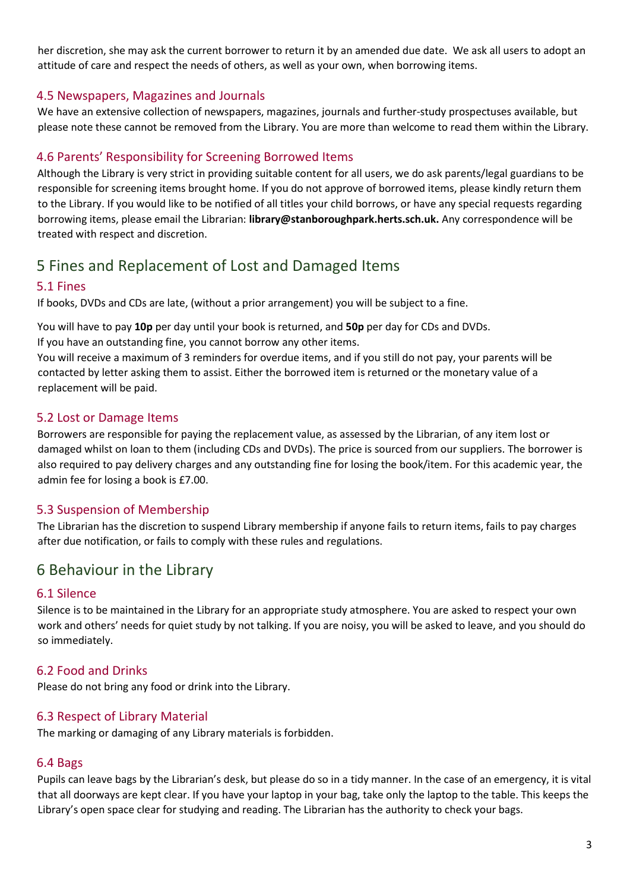her discretion, she may ask the current borrower to return it by an amended due date. We ask all users to adopt an attitude of care and respect the needs of others, as well as your own, when borrowing items.

### 4.5 Newspapers, Magazines and Journals

We have an extensive collection of newspapers, magazines, journals and further-study prospectuses available, but please note these cannot be removed from the Library. You are more than welcome to read them within the Library.

### 4.6 Parents' Responsibility for Screening Borrowed Items

Although the Library is very strict in providing suitable content for all users, we do ask parents/legal guardians to be responsible for screening items brought home. If you do not approve of borrowed items, please kindly return them to the Library. If you would like to be notified of all titles your child borrows, or have any special requests regarding borrowing items, please email the Librarian: **library@stanboroughpark.herts.sch.uk.** Any correspondence will be treated with respect and discretion.

## 5 Fines and Replacement of Lost and Damaged Items

### 5.1 Fines

If books, DVDs and CDs are late, (without a prior arrangement) you will be subject to a fine.

You will have to pay **10p** per day until your book is returned, and **50p** per day for CDs and DVDs.
If you have an outstanding fine, you cannot borrow any other items.
You will receive a maximum of 3 reminders for overdue items, and if you still do not pay, your parents will be contacted by letter asking them to assist. Either the borrowed item is returned or the monetary value of a replacement will be paid.

### 5.2 Lost or Damage Items

Borrowers are responsible for paying the replacement value, as assessed by the Librarian, of any item lost or damaged whilst on loan to them (including CDs and DVDs). The price is sourced from our suppliers. The borrower is also required to pay delivery charges and any outstanding fine for losing the book/item. For this academic year, the admin fee for losing a book is £7.00.

### 5.3 Suspension of Membership

The Librarian has the discretion to suspend Library membership if anyone fails to return items, fails to pay charges after due notification, or fails to comply with these rules and regulations.

## 6 Behaviour in the Library

### 6.1 Silence

Silence is to be maintained in the Library for an appropriate study atmosphere. You are asked to respect your own work and others' needs for quiet study by not talking. If you are noisy, you will be asked to leave, and you should do so immediately.

### 6.2 Food and Drinks

Please do not bring any food or drink into the Library.

### 6.3 Respect of Library Material

The marking or damaging of any Library materials is forbidden.

### 6.4 Bags

Pupils can leave bags by the Librarian's desk, but please do so in a tidy manner. In the case of an emergency, it is vital that all doorways are kept clear. If you have your laptop in your bag, take only the laptop to the table. This keeps the Library's open space clear for studying and reading. The Librarian has the authority to check your bags.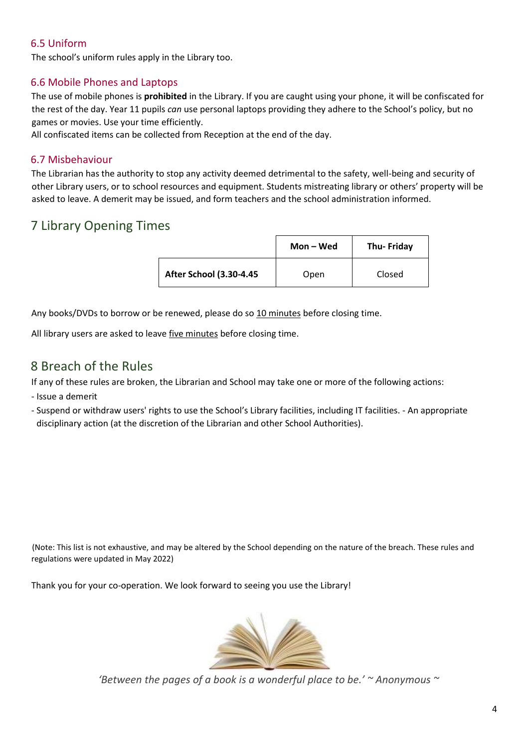### 6.5 Uniform

The school's uniform rules apply in the Library too.

### 6.6 Mobile Phones and Laptops

The use of mobile phones is **prohibited** in the Library. If you are caught using your phone, it will be confiscated for the rest of the day. Year 11 pupils *can* use personal laptops providing they adhere to the School's policy, but no games or movies. Use your time efficiently.

All confiscated items can be collected from Reception at the end of the day.

### 6.7 Misbehaviour

The Librarian has the authority to stop any activity deemed detrimental to the safety, well-being and security of other Library users, or to school resources and equipment. Students mistreating library or others' property will be asked to leave. A demerit may be issued, and form teachers and the school administration informed.

## 7 Library Opening Times

| | Mon – Wed | Thu- Friday |
|---|---|---|
| **After School (3.30-4.45** | Open | Closed |

Any books/DVDs to borrow or be renewed, please do so 10 minutes before closing time.

All library users are asked to leave five minutes before closing time.

## 8 Breach of the Rules

If any of these rules are broken, the Librarian and School may take one or more of the following actions:

- Issue a demerit
- Suspend or withdraw users' rights to use the School's Library facilities, including IT facilities. - An appropriate disciplinary action (at the discretion of the Librarian and other School Authorities).

(Note: This list is not exhaustive, and may be altered by the School depending on the nature of the breach. These rules and regulations were updated in May 2022)

Thank you for your co-operation. We look forward to seeing you use the Library!

*'Between the pages of a book is a wonderful place to be.' ~ Anonymous ~*